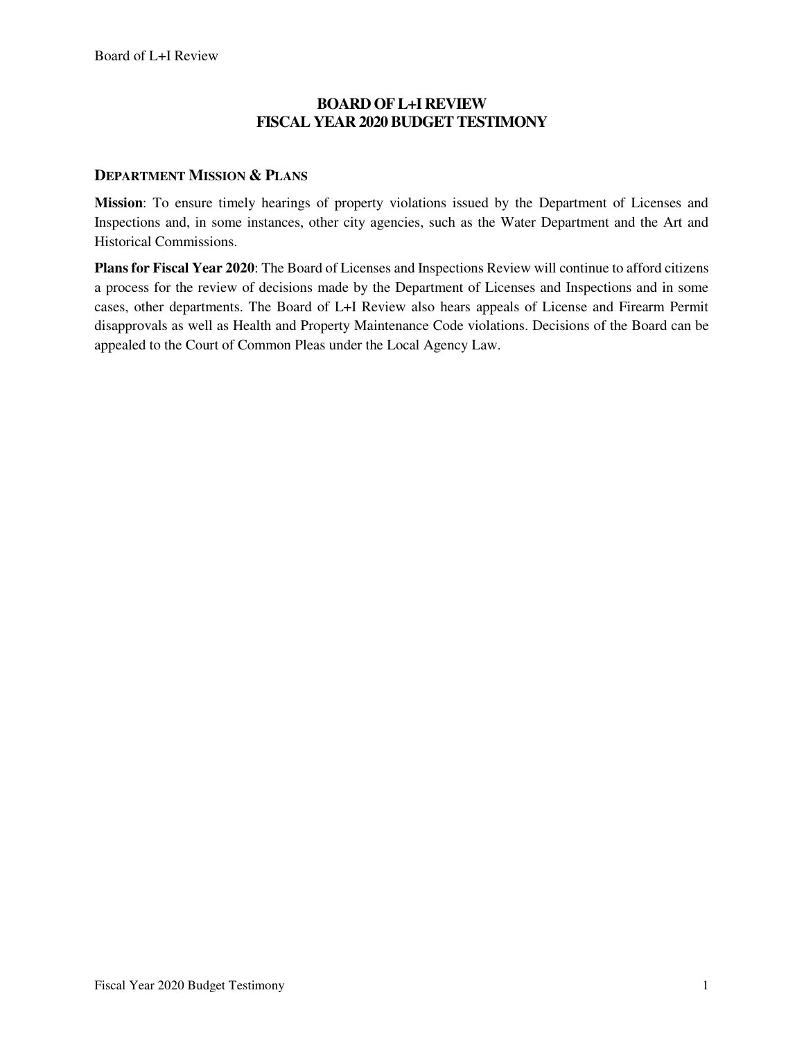# BOARD OF L+I REVIEW
# FISCAL YEAR 2020 BUDGET TESTIMONY

## DEPARTMENT MISSION & PLANS

**Mission**: To ensure timely hearings of property violations issued by the Department of Licenses and Inspections and, in some instances, other city agencies, such as the Water Department and the Art and Historical Commissions.

**Plans for Fiscal Year 2020**: The Board of Licenses and Inspections Review will continue to afford citizens a process for the review of decisions made by the Department of Licenses and Inspections and in some cases, other departments. The Board of L+I Review also hears appeals of License and Firearm Permit disapprovals as well as Health and Property Maintenance Code violations. Decisions of the Board can be appealed to the Court of Common Pleas under the Local Agency Law.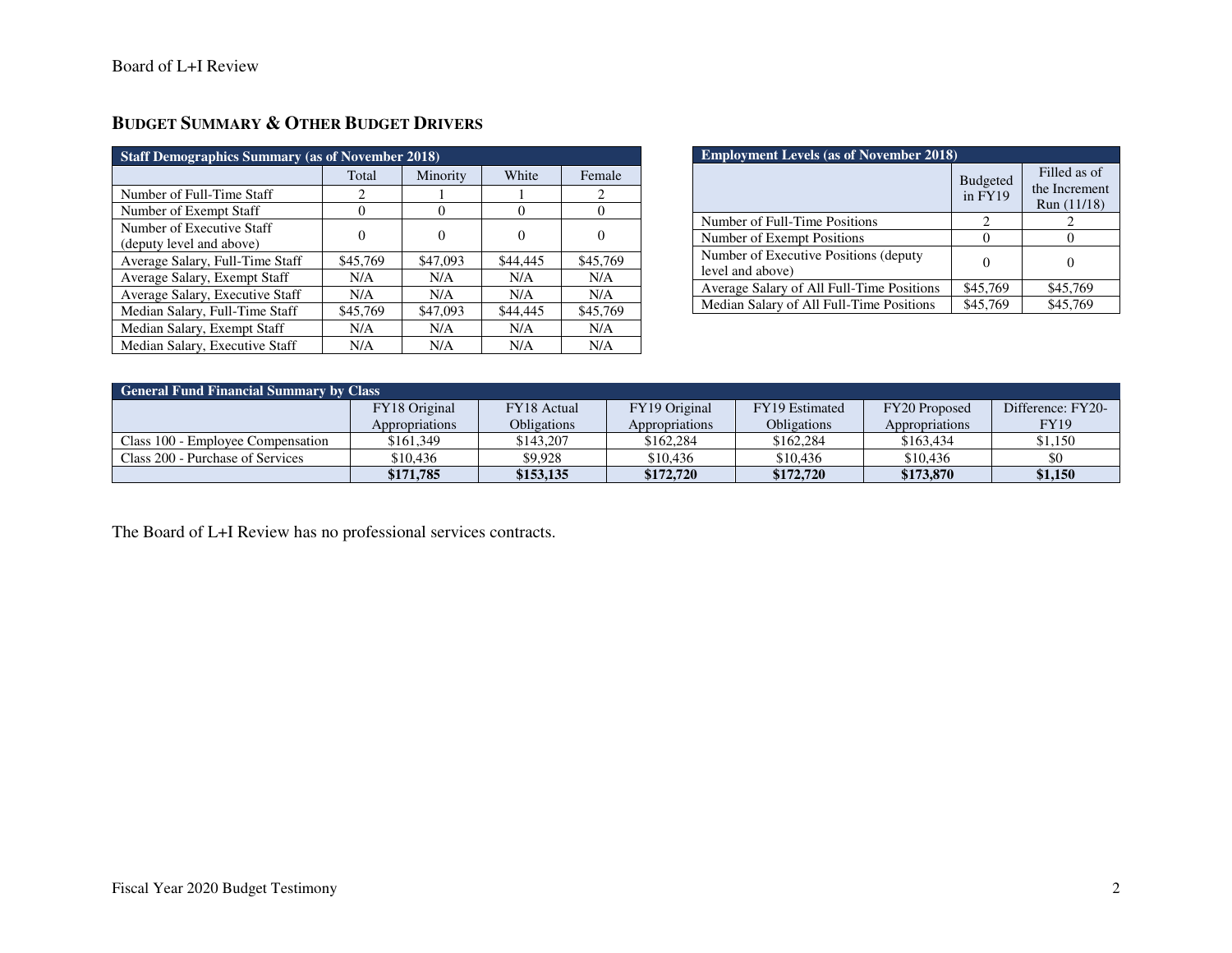## Budget Summary & Other Budget Drivers

| Staff Demographics Summary (as of November 2018) | | | | |
|---|---|---|---|---|
| | Total | Minority | White | Female |
| Number of Full-Time Staff | 2 | 1 | 1 | 2 |
| Number of Exempt Staff | 0 | 0 | 0 | 0 |
| Number of Executive Staff (deputy level and above) | 0 | 0 | 0 | 0 |
| Average Salary, Full-Time Staff | $45,769 | $47,093 | $44,445 | $45,769 |
| Average Salary, Exempt Staff | N/A | N/A | N/A | N/A |
| Average Salary, Executive Staff | N/A | N/A | N/A | N/A |
| Median Salary, Full-Time Staff | $45,769 | $47,093 | $44,445 | $45,769 |
| Median Salary, Exempt Staff | N/A | N/A | N/A | N/A |
| Median Salary, Executive Staff | N/A | N/A | N/A | N/A |

| Employment Levels (as of November 2018) | | |
|---|---|---|
| | Budgeted in FY19 | Filled as of the Increment Run (11/18) |
| Number of Full-Time Positions | 2 | 2 |
| Number of Exempt Positions | 0 | 0 |
| Number of Executive Positions (deputy level and above) | 0 | 0 |
| Average Salary of All Full-Time Positions | $45,769 | $45,769 |
| Median Salary of All Full-Time Positions | $45,769 | $45,769 |

| General Fund Financial Summary by Class | | | | | | |
|---|---|---|---|---|---|---|
| | FY18 Original Appropriations | FY18 Actual Obligations | FY19 Original Appropriations | FY19 Estimated Obligations | FY20 Proposed Appropriations | Difference: FY20-FY19 |
| Class 100 - Employee Compensation | $161,349 | $143,207 | $162,284 | $162,284 | $163,434 | $1,150 |
| Class 200 - Purchase of Services | $10,436 | $9,928 | $10,436 | $10,436 | $10,436 | $0 |
| | **$171,785** | **$153,135** | **$172,720** | **$172,720** | **$173,870** | **$1,150** |

The Board of L+I Review has no professional services contracts.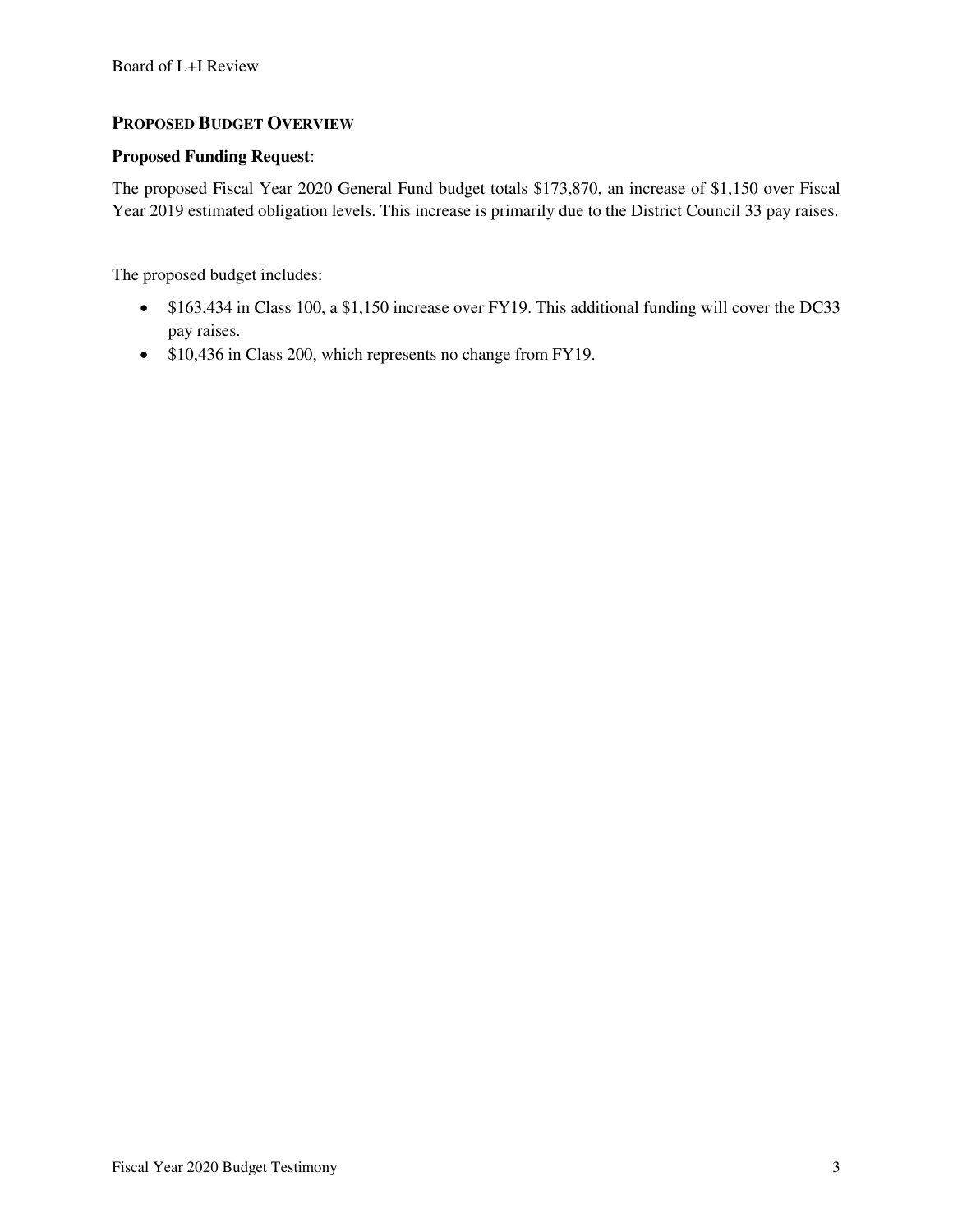## PROPOSED BUDGET OVERVIEW

**Proposed Funding Request**:

The proposed Fiscal Year 2020 General Fund budget totals $173,870, an increase of $1,150 over Fiscal Year 2019 estimated obligation levels. This increase is primarily due to the District Council 33 pay raises.

The proposed budget includes:

- $163,434 in Class 100, a $1,150 increase over FY19. This additional funding will cover the DC33 pay raises.
- $10,436 in Class 200, which represents no change from FY19.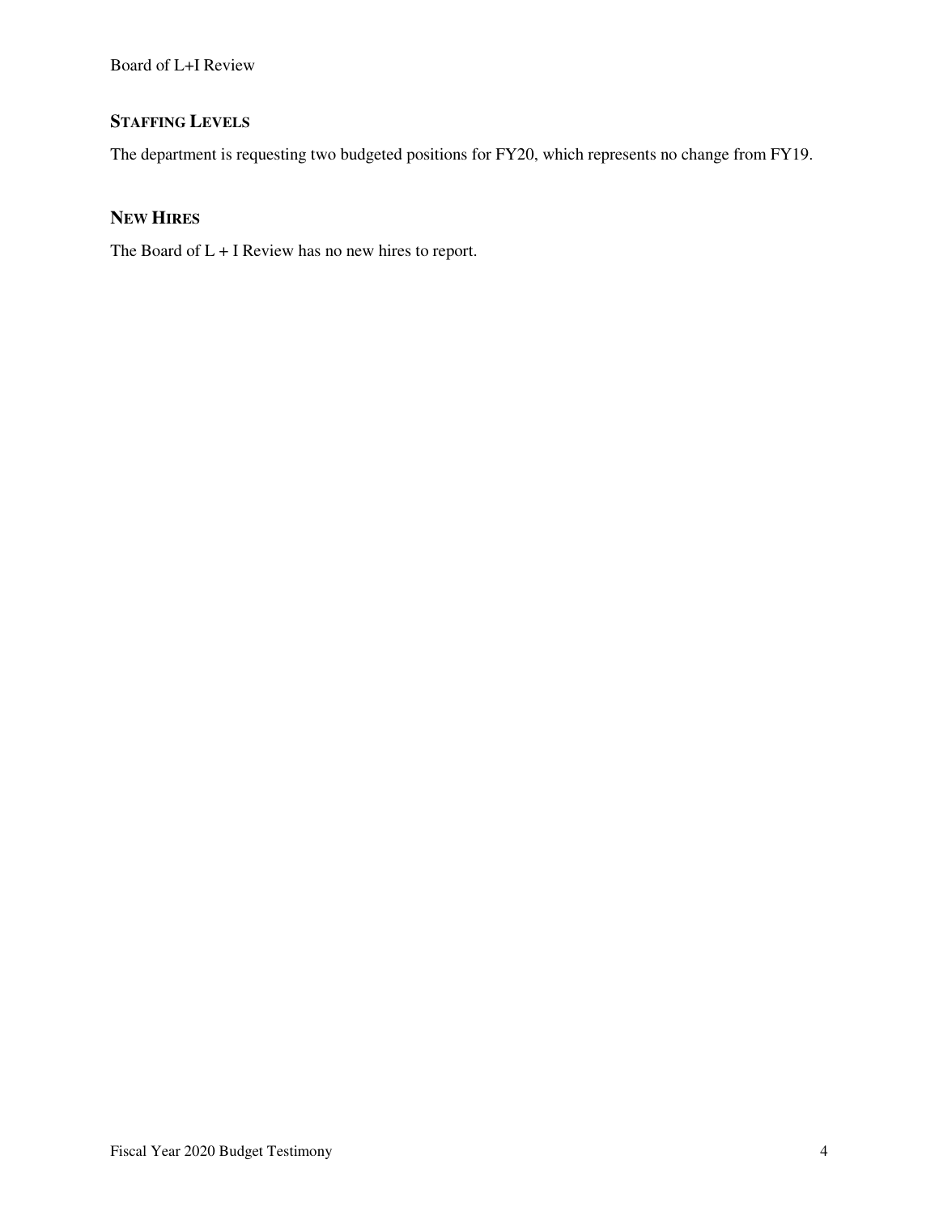## STAFFING LEVELS

The department is requesting two budgeted positions for FY20, which represents no change from FY19.

## NEW HIRES

The Board of L + I Review has no new hires to report.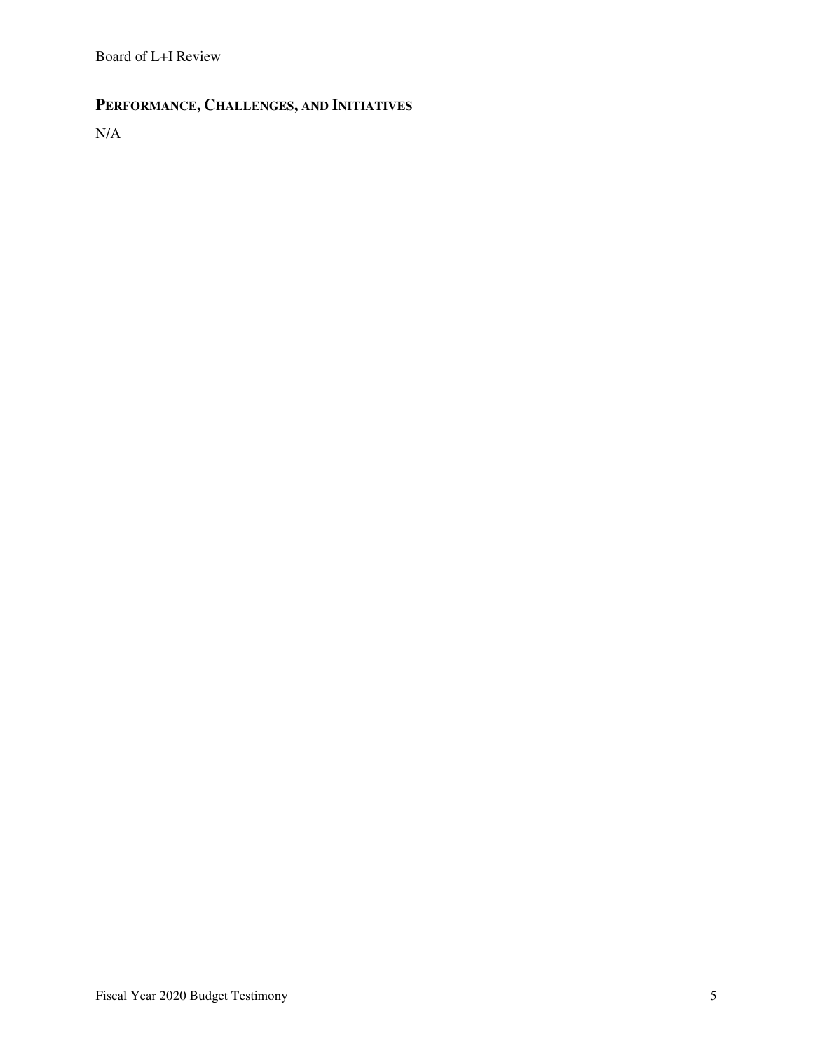## PERFORMANCE, CHALLENGES, AND INITIATIVES

N/A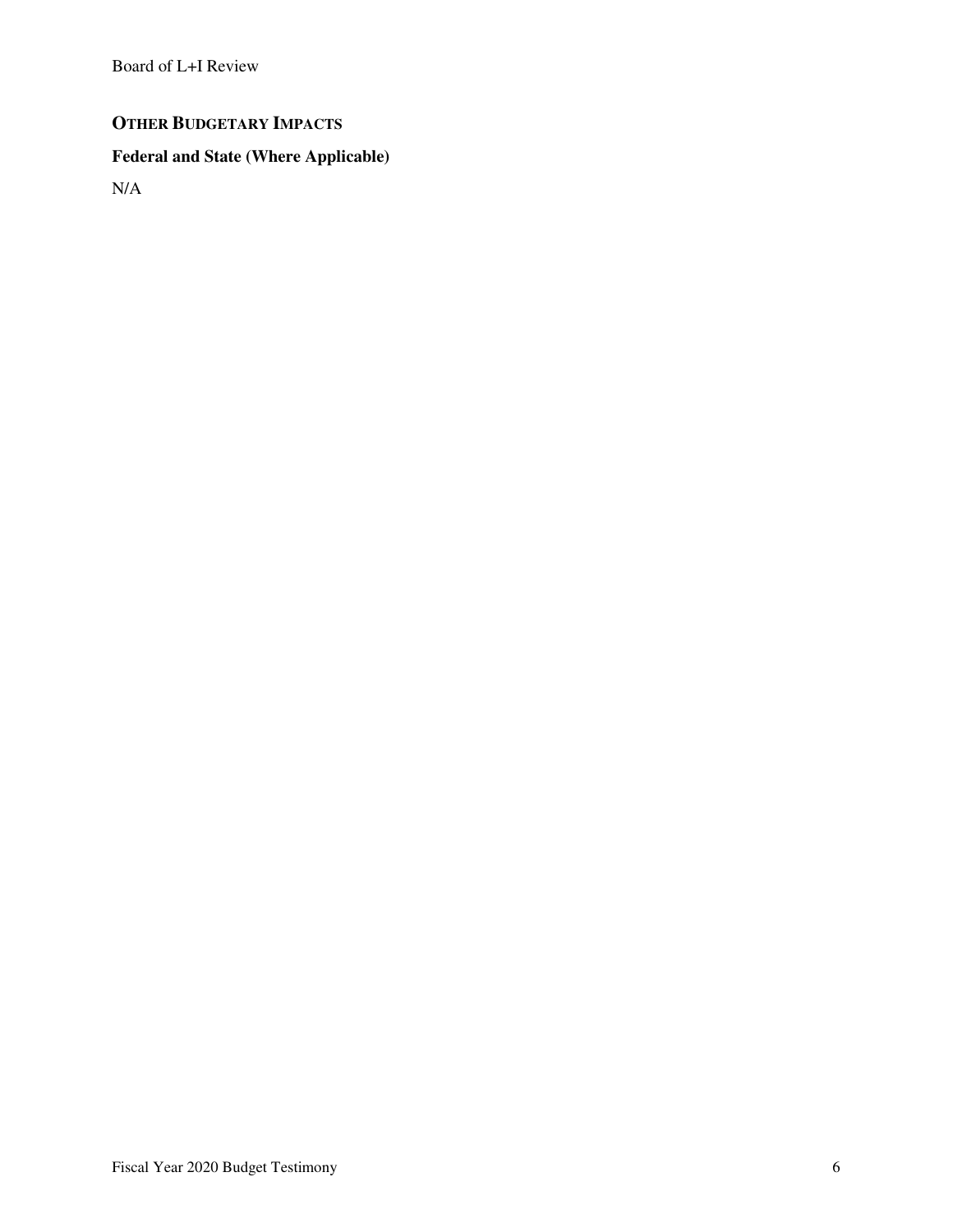## OTHER BUDGETARY IMPACTS

### Federal and State (Where Applicable)

N/A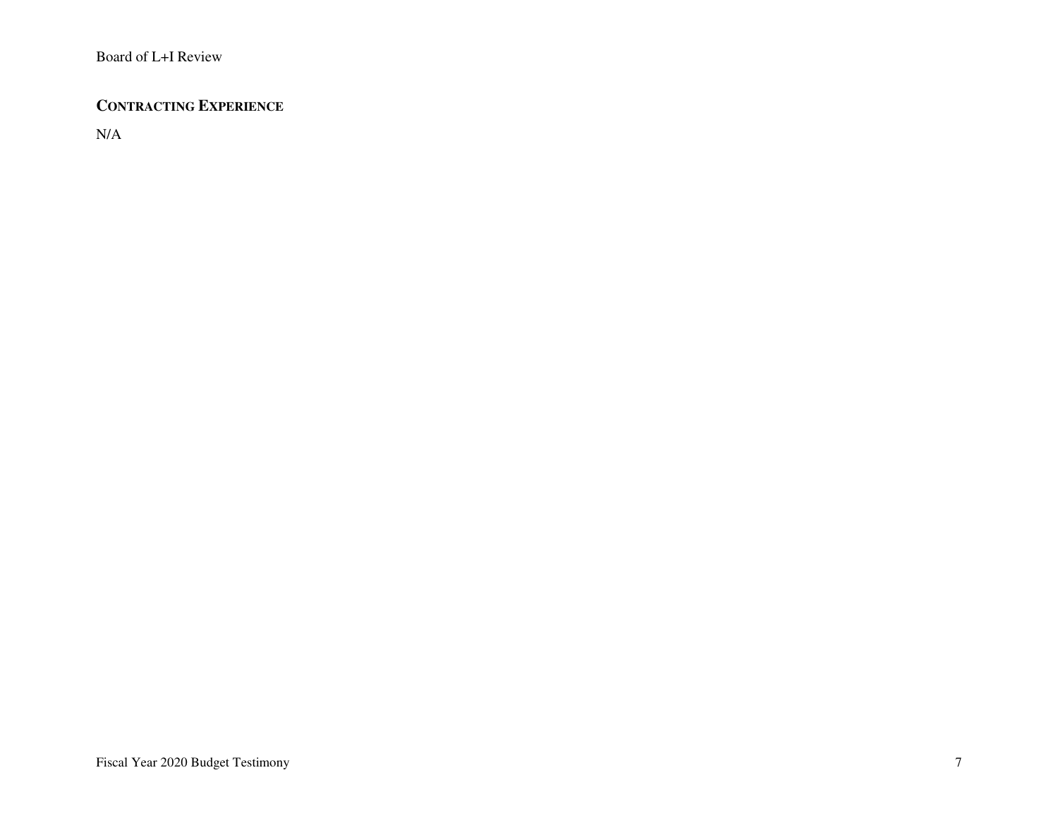## CONTRACTING EXPERIENCE

N/A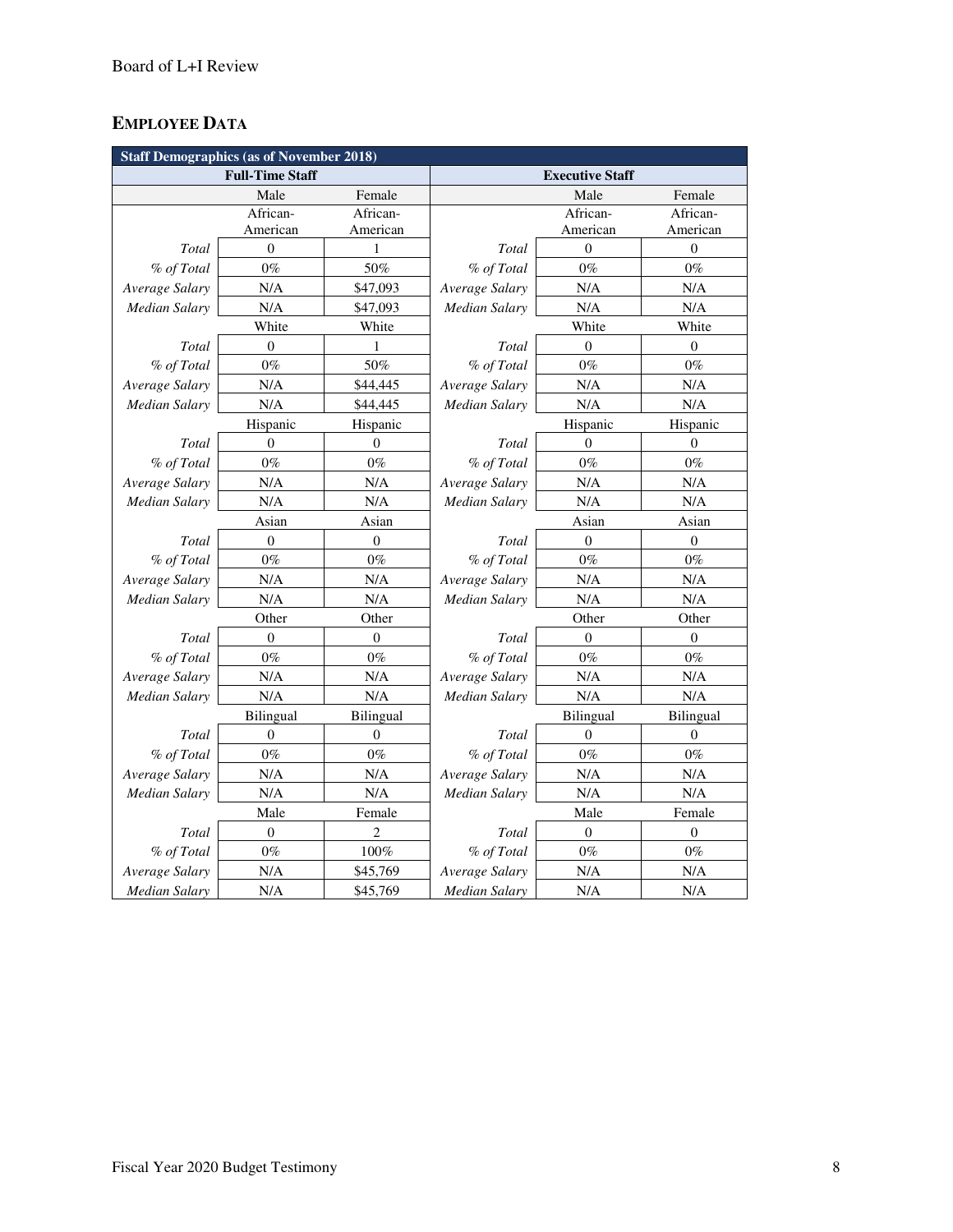## EMPLOYEE DATA

| Staff Demographics (as of November 2018) | | | | | |
|---|---|---|---|---|---|
| Full-Time Staff | | | Executive Staff | | |
| | Male | Female | | Male | Female |
| | African-American | African-American | | African-American | African-American |
| *Total* | 0 | 1 | *Total* | 0 | 0 |
| *% of Total* | 0% | 50% | *% of Total* | 0% | 0% |
| *Average Salary* | N/A | $47,093 | *Average Salary* | N/A | N/A |
| *Median Salary* | N/A | $47,093 | *Median Salary* | N/A | N/A |
| | White | White | | White | White |
| *Total* | 0 | 1 | *Total* | 0 | 0 |
| *% of Total* | 0% | 50% | *% of Total* | 0% | 0% |
| *Average Salary* | N/A | $44,445 | *Average Salary* | N/A | N/A |
| *Median Salary* | N/A | $44,445 | *Median Salary* | N/A | N/A |
| | Hispanic | Hispanic | | Hispanic | Hispanic |
| *Total* | 0 | 0 | *Total* | 0 | 0 |
| *% of Total* | 0% | 0% | *% of Total* | 0% | 0% |
| *Average Salary* | N/A | N/A | *Average Salary* | N/A | N/A |
| *Median Salary* | N/A | N/A | *Median Salary* | N/A | N/A |
| | Asian | Asian | | Asian | Asian |
| *Total* | 0 | 0 | *Total* | 0 | 0 |
| *% of Total* | 0% | 0% | *% of Total* | 0% | 0% |
| *Average Salary* | N/A | N/A | *Average Salary* | N/A | N/A |
| *Median Salary* | N/A | N/A | *Median Salary* | N/A | N/A |
| | Other | Other | | Other | Other |
| *Total* | 0 | 0 | *Total* | 0 | 0 |
| *% of Total* | 0% | 0% | *% of Total* | 0% | 0% |
| *Average Salary* | N/A | N/A | *Average Salary* | N/A | N/A |
| *Median Salary* | N/A | N/A | *Median Salary* | N/A | N/A |
| | Bilingual | Bilingual | | Bilingual | Bilingual |
| *Total* | 0 | 0 | *Total* | 0 | 0 |
| *% of Total* | 0% | 0% | *% of Total* | 0% | 0% |
| *Average Salary* | N/A | N/A | *Average Salary* | N/A | N/A |
| *Median Salary* | N/A | N/A | *Median Salary* | N/A | N/A |
| | Male | Female | | Male | Female |
| *Total* | 0 | 2 | *Total* | 0 | 0 |
| *% of Total* | 0% | 100% | *% of Total* | 0% | 0% |
| *Average Salary* | N/A | $45,769 | *Average Salary* | N/A | N/A |
| *Median Salary* | N/A | $45,769 | *Median Salary* | N/A | N/A |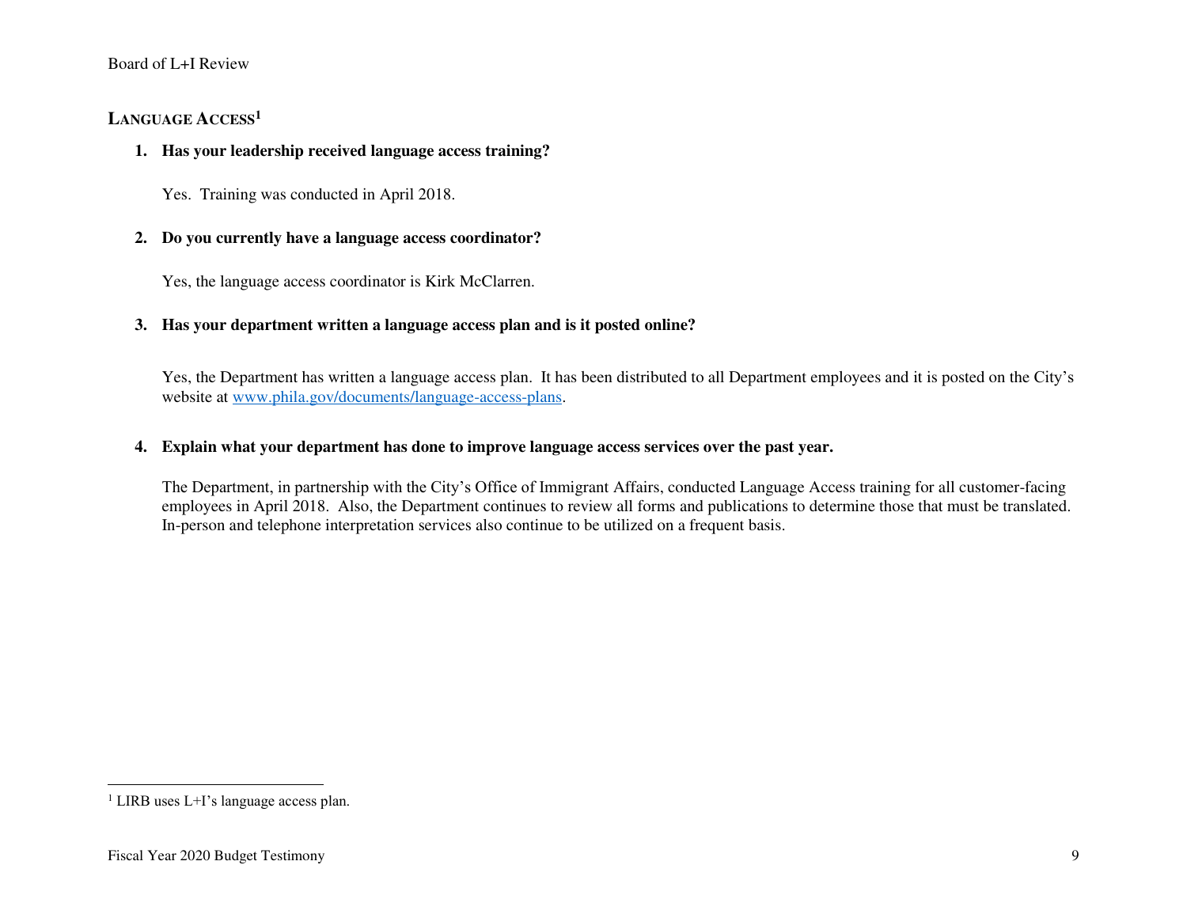## LANGUAGE ACCESS[1]

1. **Has your leadership received language access training?**

   Yes. Training was conducted in April 2018.

2. **Do you currently have a language access coordinator?**

   Yes, the language access coordinator is Kirk McClarren.

3. **Has your department written a language access plan and is it posted online?**

   Yes, the Department has written a language access plan. It has been distributed to all Department employees and it is posted on the City's website at www.phila.gov/documents/language-access-plans.

4. **Explain what your department has done to improve language access services over the past year.**

   The Department, in partnership with the City's Office of Immigrant Affairs, conducted Language Access training for all customer-facing employees in April 2018. Also, the Department continues to review all forms and publications to determine those that must be translated. In-person and telephone interpretation services also continue to be utilized on a frequent basis.

---

[1] LIRB uses L+I's language access plan.